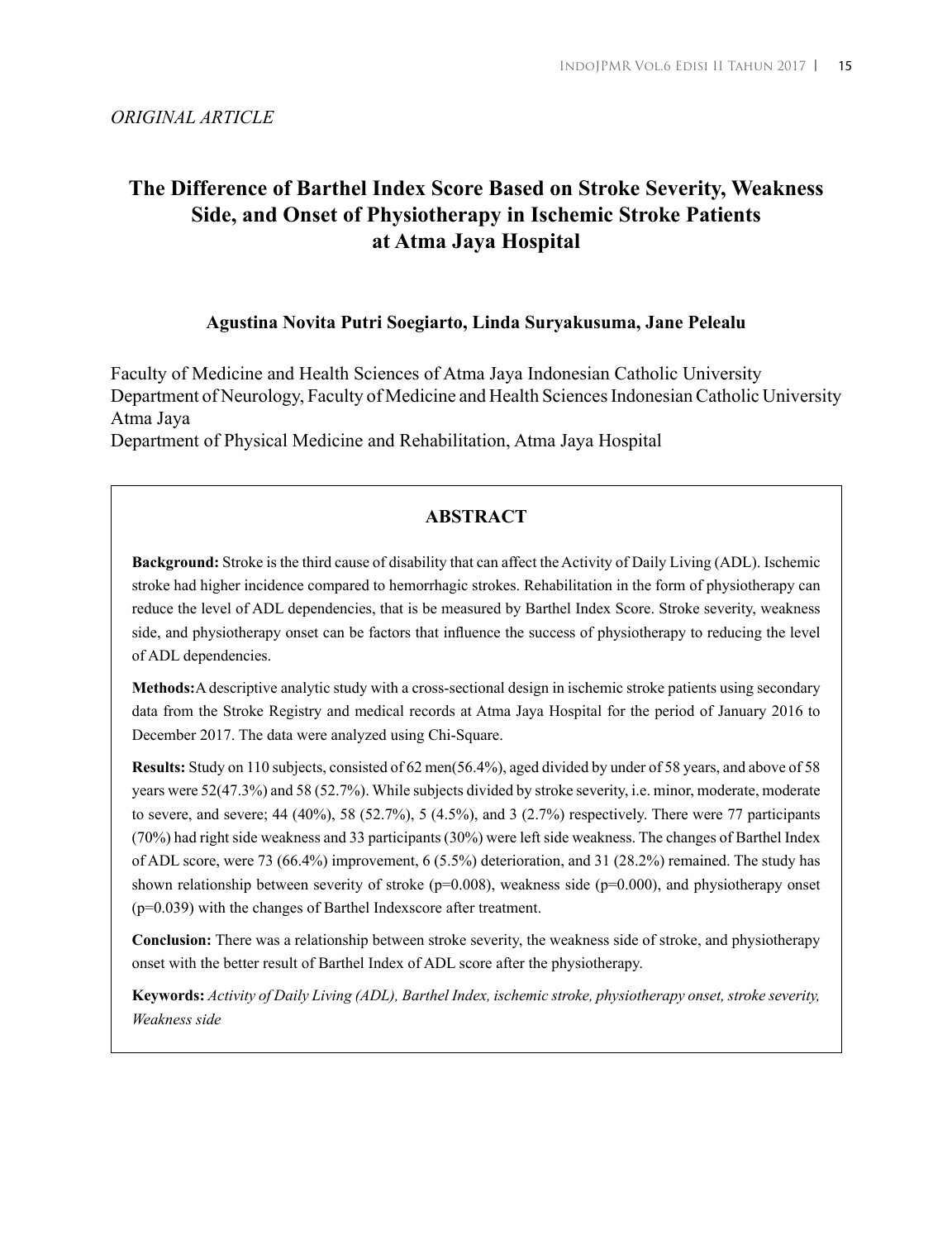*ORIGINAL ARTICLE*

# The Difference of Barthel Index Score Based on Stroke Severity, Weakness Side, and Onset of Physiotherapy in Ischemic Stroke Patients at Atma Jaya Hospital

**Agustina Novita Putri Soegiarto, Linda Suryakusuma, Jane Pelealu**

Faculty of Medicine and Health Sciences of Atma Jaya Indonesian Catholic University
Department of Neurology, Faculty of Medicine and Health Sciences Indonesian Catholic University Atma Jaya
Department of Physical Medicine and Rehabilitation, Atma Jaya Hospital

## ABSTRACT

**Background:** Stroke is the third cause of disability that can affect the Activity of Daily Living (ADL). Ischemic stroke had higher incidence compared to hemorrhagic strokes. Rehabilitation in the form of physiotherapy can reduce the level of ADL dependencies, that is be measured by Barthel Index Score. Stroke severity, weakness side, and physiotherapy onset can be factors that influence the success of physiotherapy to reducing the level of ADL dependencies.

**Methods:**A descriptive analytic study with a cross-sectional design in ischemic stroke patients using secondary data from the Stroke Registry and medical records at Atma Jaya Hospital for the period of January 2016 to December 2017. The data were analyzed using Chi-Square.

**Results:** Study on 110 subjects, consisted of 62 men(56.4%), aged divided by under of 58 years, and above of 58 years were 52(47.3%) and 58 (52.7%). While subjects divided by stroke severity, i.e. minor, moderate, moderate to severe, and severe; 44 (40%), 58 (52.7%), 5 (4.5%), and 3 (2.7%) respectively. There were 77 participants (70%) had right side weakness and 33 participants (30%) were left side weakness. The changes of Barthel Index of ADL score, were 73 (66.4%) improvement, 6 (5.5%) deterioration, and 31 (28.2%) remained. The study has shown relationship between severity of stroke ($p=0.008$), weakness side ($p=0.000$), and physiotherapy onset ($p=0.039$) with the changes of Barthel Indexscore after treatment.

**Conclusion:** There was a relationship between stroke severity, the weakness side of stroke, and physiotherapy onset with the better result of Barthel Index of ADL score after the physiotherapy.

**Keywords:** *Activity of Daily Living (ADL), Barthel Index, ischemic stroke, physiotherapy onset, stroke severity, Weakness side*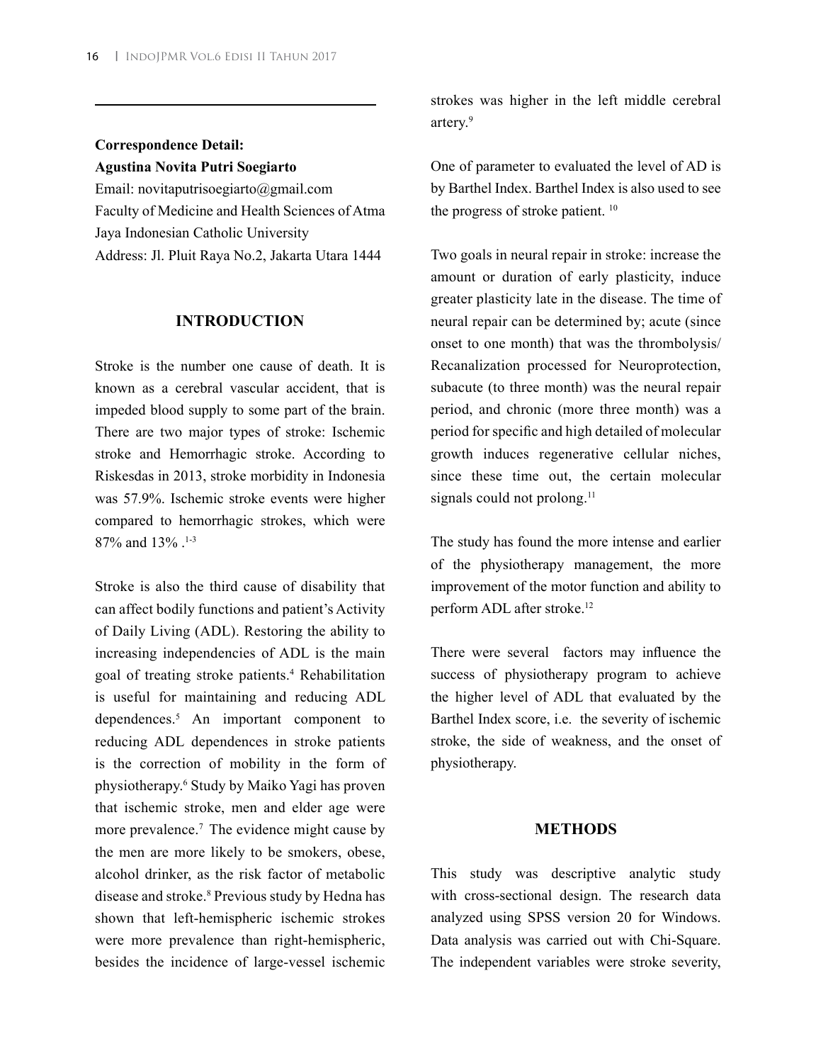**Correspondence Detail:**

**Agustina Novita Putri Soegiarto**

Email: novitaputrisoegiarto@gmail.com

Faculty of Medicine and Health Sciences of Atma Jaya Indonesian Catholic University

Address: Jl. Pluit Raya No.2, Jakarta Utara 1444

## INTRODUCTION

Stroke is the number one cause of death. It is known as a cerebral vascular accident, that is impeded blood supply to some part of the brain. There are two major types of stroke: Ischemic stroke and Hemorrhagic stroke. According to Riskesdas in 2013, stroke morbidity in Indonesia was 57.9%. Ischemic stroke events were higher compared to hemorrhagic strokes, which were 87% and 13% .[1-3]

Stroke is also the third cause of disability that can affect bodily functions and patient's Activity of Daily Living (ADL). Restoring the ability to increasing independencies of ADL is the main goal of treating stroke patients.[4] Rehabilitation is useful for maintaining and reducing ADL dependences.[5] An important component to reducing ADL dependences in stroke patients is the correction of mobility in the form of physiotherapy.[6] Study by Maiko Yagi has proven that ischemic stroke, men and elder age were more prevalence.[7] The evidence might cause by the men are more likely to be smokers, obese, alcohol drinker, as the risk factor of metabolic disease and stroke.[8] Previous study by Hedna has shown that left-hemispheric ischemic strokes were more prevalence than right-hemispheric, besides the incidence of large-vessel ischemic strokes was higher in the left middle cerebral artery.[9]

One of parameter to evaluated the level of AD is by Barthel Index. Barthel Index is also used to see the progress of stroke patient. [10]

Two goals in neural repair in stroke: increase the amount or duration of early plasticity, induce greater plasticity late in the disease. The time of neural repair can be determined by; acute (since onset to one month) that was the thrombolysis/ Recanalization processed for Neuroprotection, subacute (to three month) was the neural repair period, and chronic (more three month) was a period for specific and high detailed of molecular growth induces regenerative cellular niches, since these time out, the certain molecular signals could not prolong.[11]

The study has found the more intense and earlier of the physiotherapy management, the more improvement of the motor function and ability to perform ADL after stroke.[12]

There were several factors may influence the success of physiotherapy program to achieve the higher level of ADL that evaluated by the Barthel Index score, i.e. the severity of ischemic stroke, the side of weakness, and the onset of physiotherapy.

## METHODS

This study was descriptive analytic study with cross-sectional design. The research data analyzed using SPSS version 20 for Windows. Data analysis was carried out with Chi-Square. The independent variables were stroke severity,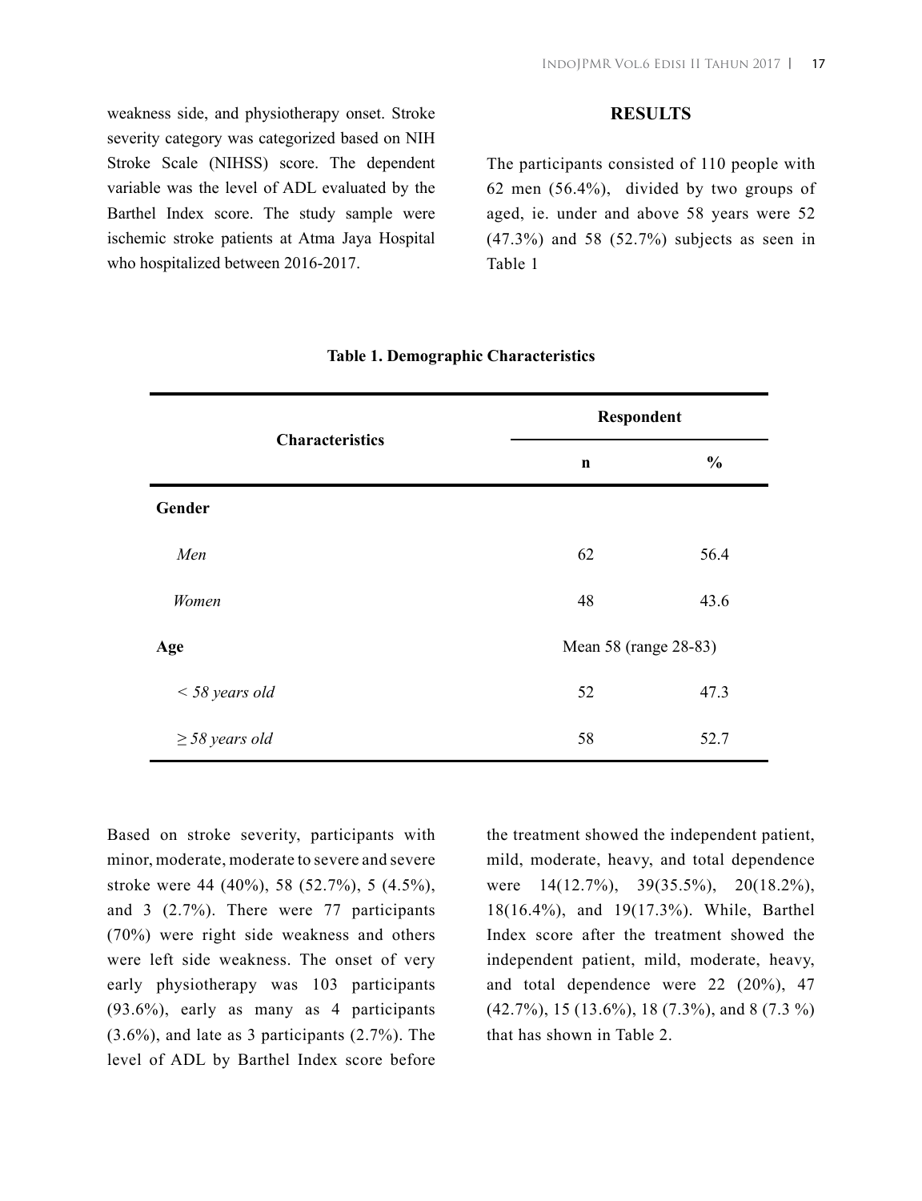weakness side, and physiotherapy onset. Stroke severity category was categorized based on NIH Stroke Scale (NIHSS) score. The dependent variable was the level of ADL evaluated by the Barthel Index score. The study sample were ischemic stroke patients at Atma Jaya Hospital who hospitalized between 2016-2017.

## RESULTS

The participants consisted of 110 people with 62 men (56.4%), divided by two groups of aged, ie. under and above 58 years were 52 (47.3%) and 58 (52.7%) subjects as seen in Table 1

**Table 1. Demographic Characteristics**

| Characteristics | Respondent | |
|---|---|---|
| | **n** | **%** |
| **Gender** | | |
| *Men* | 62 | 56.4 |
| *Women* | 48 | 43.6 |
| **Age** | Mean 58 (range 28-83) | |
| *< 58 years old* | 52 | 47.3 |
| *≥ 58 years old* | 58 | 52.7 |

Based on stroke severity, participants with minor, moderate, moderate to severe and severe stroke were 44 (40%), 58 (52.7%), 5 (4.5%), and 3 (2.7%). There were 77 participants (70%) were right side weakness and others were left side weakness. The onset of very early physiotherapy was 103 participants (93.6%), early as many as 4 participants (3.6%), and late as 3 participants (2.7%). The level of ADL by Barthel Index score before the treatment showed the independent patient, mild, moderate, heavy, and total dependence were 14(12.7%), 39(35.5%), 20(18.2%), 18(16.4%), and 19(17.3%). While, Barthel Index score after the treatment showed the independent patient, mild, moderate, heavy, and total dependence were 22 (20%), 47 (42.7%), 15 (13.6%), 18 (7.3%), and 8 (7.3 %) that has shown in Table 2.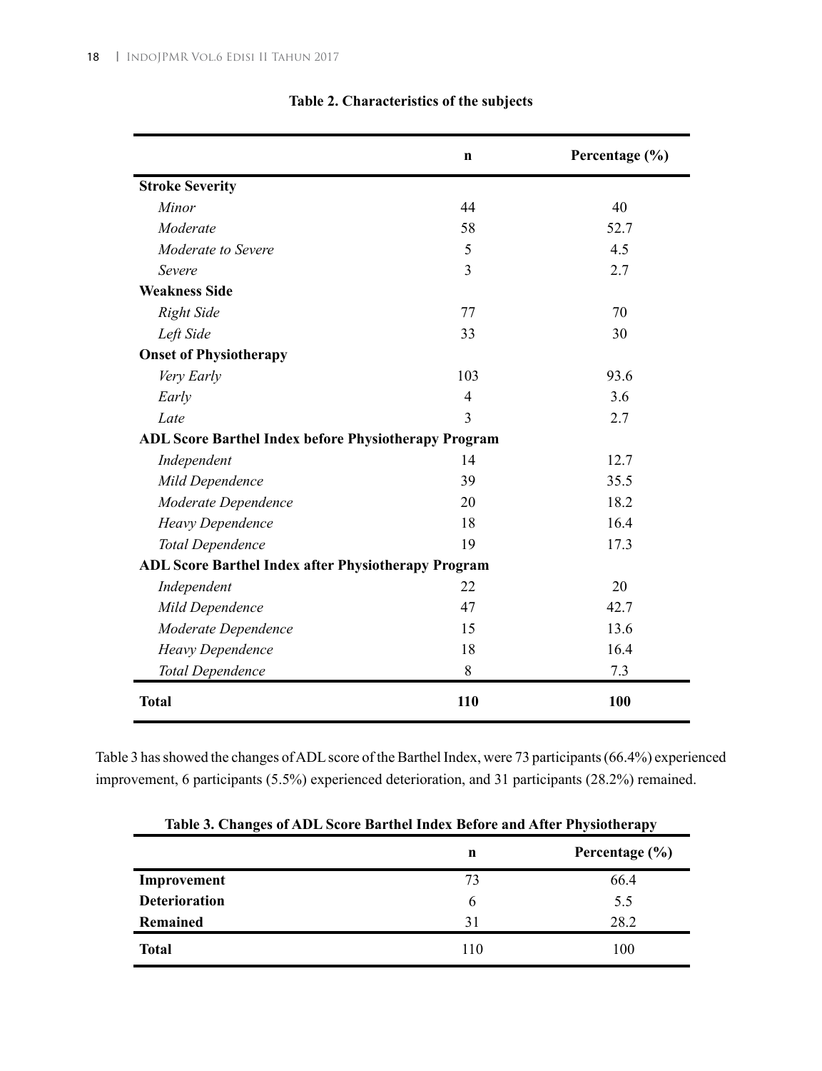**Table 2. Characteristics of the subjects**

| | n | Percentage (%) |
|---|---|---|
| **Stroke Severity** | | |
| *Minor* | 44 | 40 |
| *Moderate* | 58 | 52.7 |
| *Moderate to Severe* | 5 | 4.5 |
| *Severe* | 3 | 2.7 |
| **Weakness Side** | | |
| *Right Side* | 77 | 70 |
| *Left Side* | 33 | 30 |
| **Onset of Physiotherapy** | | |
| *Very Early* | 103 | 93.6 |
| *Early* | 4 | 3.6 |
| *Late* | 3 | 2.7 |
| **ADL Score Barthel Index before Physiotherapy Program** | | |
| *Independent* | 14 | 12.7 |
| *Mild Dependence* | 39 | 35.5 |
| *Moderate Dependence* | 20 | 18.2 |
| *Heavy Dependence* | 18 | 16.4 |
| *Total Dependence* | 19 | 17.3 |
| **ADL Score Barthel Index after Physiotherapy Program** | | |
| *Independent* | 22 | 20 |
| *Mild Dependence* | 47 | 42.7 |
| *Moderate Dependence* | 15 | 13.6 |
| *Heavy Dependence* | 18 | 16.4 |
| *Total Dependence* | 8 | 7.3 |
| **Total** | **110** | **100** |

Table 3 has showed the changes of ADL score of the Barthel Index, were 73 participants (66.4%) experienced improvement, 6 participants (5.5%) experienced deterioration, and 31 participants (28.2%) remained.

**Table 3. Changes of ADL Score Barthel Index Before and After Physiotherapy**

| | n | Percentage (%) |
|---|---|---|
| **Improvement** | 73 | 66.4 |
| **Deterioration** | 6 | 5.5 |
| **Remained** | 31 | 28.2 |
| **Total** | 110 | 100 |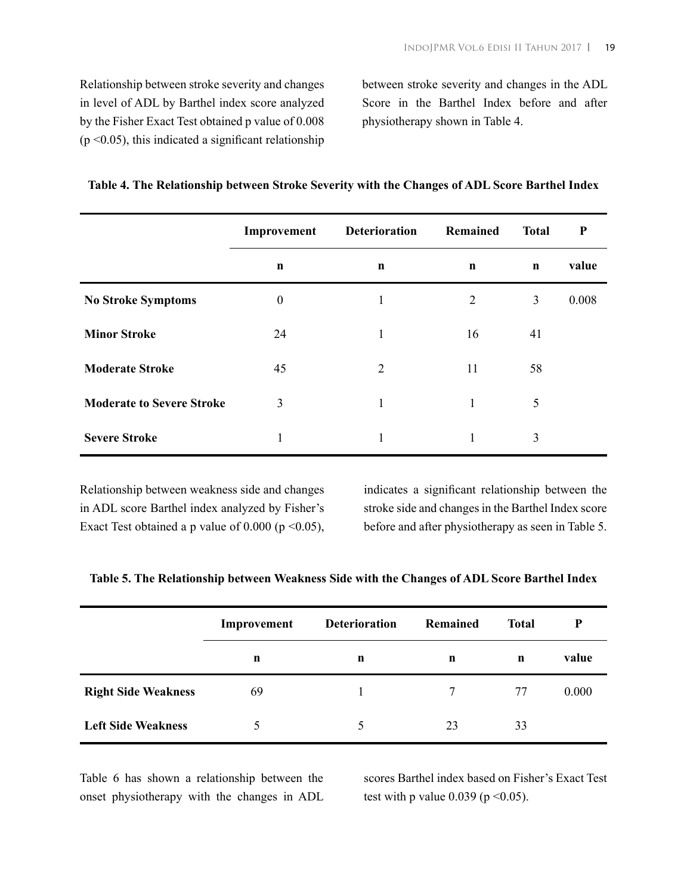Relationship between stroke severity and changes in level of ADL by Barthel index score analyzed by the Fisher Exact Test obtained p value of 0.008 ($p < 0.05$), this indicated a significant relationship between stroke severity and changes in the ADL Score in the Barthel Index before and after physiotherapy shown in Table 4.

**Table 4. The Relationship between Stroke Severity with the Changes of ADL Score Barthel Index**

| | Improvement | Deterioration | Remained | Total | P |
|---|---|---|---|---|---|
| | n | n | n | n | value |
| **No Stroke Symptoms** | 0 | 1 | 2 | 3 | 0.008 |
| **Minor Stroke** | 24 | 1 | 16 | 41 | |
| **Moderate Stroke** | 45 | 2 | 11 | 58 | |
| **Moderate to Severe Stroke** | 3 | 1 | 1 | 5 | |
| **Severe Stroke** | 1 | 1 | 1 | 3 | |

Relationship between weakness side and changes in ADL score Barthel index analyzed by Fisher's Exact Test obtained a p value of 0.000 ($p < 0.05$), indicates a significant relationship between the stroke side and changes in the Barthel Index score before and after physiotherapy as seen in Table 5.

**Table 5. The Relationship between Weakness Side with the Changes of ADL Score Barthel Index**

| | Improvement | Deterioration | Remained | Total | P |
|---|---|---|---|---|---|
| | n | n | n | n | value |
| **Right Side Weakness** | 69 | 1 | 7 | 77 | 0.000 |
| **Left Side Weakness** | 5 | 5 | 23 | 33 | |

Table 6 has shown a relationship between the onset physiotherapy with the changes in ADL scores Barthel index based on Fisher's Exact Test test with p value 0.039 ($p < 0.05$).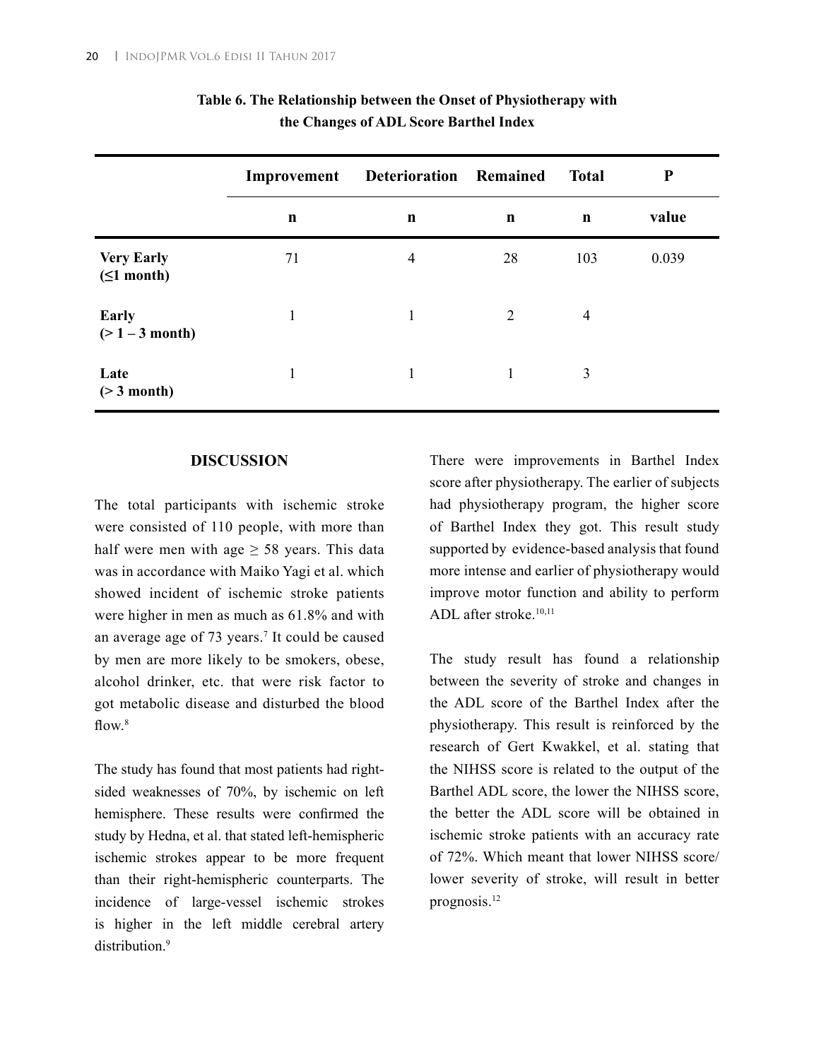**Table 6. The Relationship between the Onset of Physiotherapy with the Changes of ADL Score Barthel Index**

| | Improvement | Deterioration | Remained | Total | P |
|---|---|---|---|---|---|
| | n | n | n | n | value |
| **Very Early (≤1 month)** | 71 | 4 | 28 | 103 | 0.039 |
| **Early (> 1 – 3 month)** | 1 | 1 | 2 | 4 | |
| **Late (> 3 month)** | 1 | 1 | 1 | 3 | |

## DISCUSSION

The total participants with ischemic stroke were consisted of 110 people, with more than half were men with age ≥ 58 years. This data was in accordance with Maiko Yagi et al. which showed incident of ischemic stroke patients were higher in men as much as 61.8% and with an average age of 73 years.[7] It could be caused by men are more likely to be smokers, obese, alcohol drinker, etc. that were risk factor to got metabolic disease and disturbed the blood flow.[8]

The study has found that most patients had right-sided weaknesses of 70%, by ischemic on left hemisphere. These results were confirmed the study by Hedna, et al. that stated left-hemispheric ischemic strokes appear to be more frequent than their right-hemispheric counterparts. The incidence of large-vessel ischemic strokes is higher in the left middle cerebral artery distribution.[9]

There were improvements in Barthel Index score after physiotherapy. The earlier of subjects had physiotherapy program, the higher score of Barthel Index they got. This result study supported by evidence-based analysis that found more intense and earlier of physiotherapy would improve motor function and ability to perform ADL after stroke.[10,11]

The study result has found a relationship between the severity of stroke and changes in the ADL score of the Barthel Index after the physiotherapy. This result is reinforced by the research of Gert Kwakkel, et al. stating that the NIHSS score is related to the output of the Barthel ADL score, the lower the NIHSS score, the better the ADL score will be obtained in ischemic stroke patients with an accuracy rate of 72%. Which meant that lower NIHSS score/ lower severity of stroke, will result in better prognosis.[12]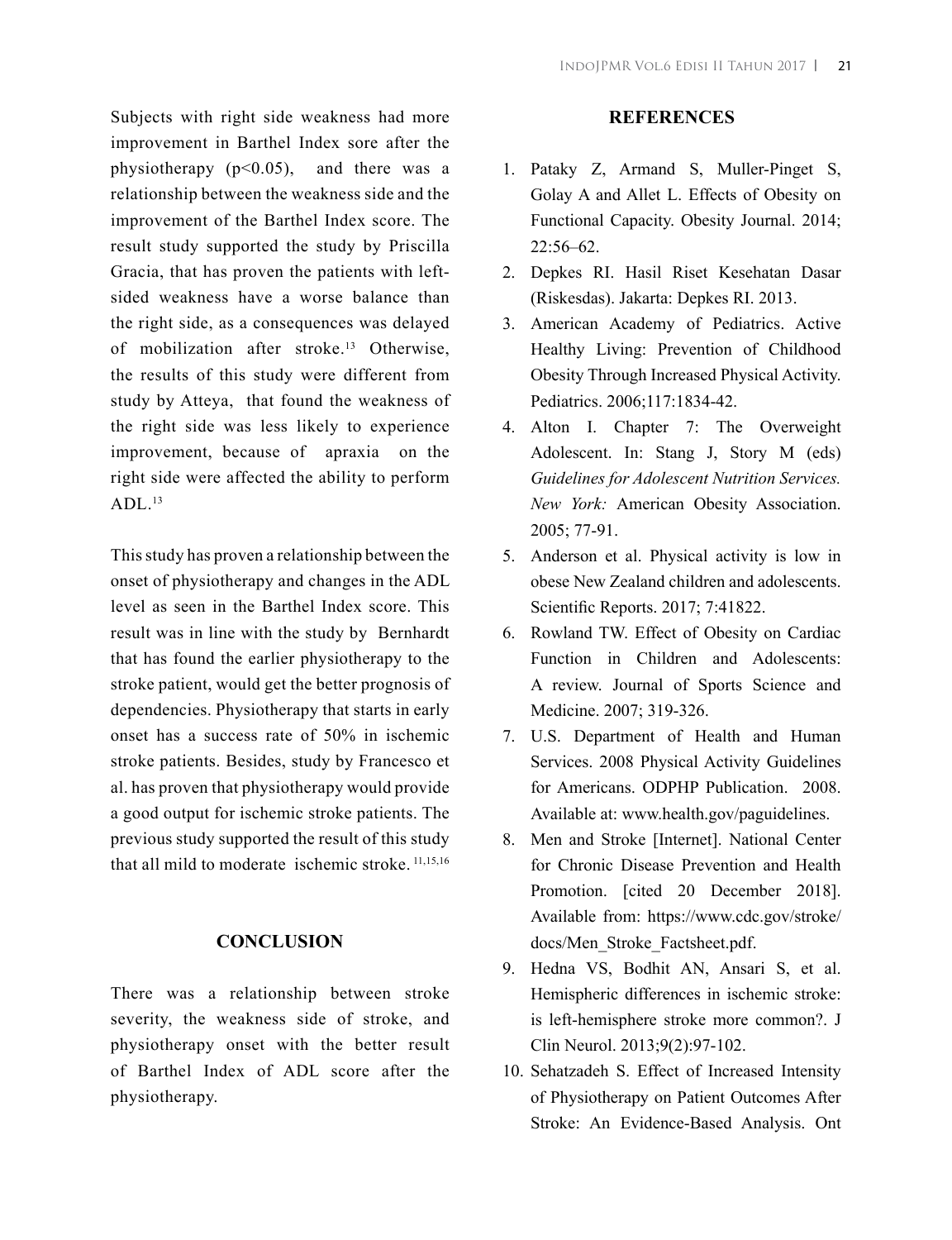Subjects with right side weakness had more improvement in Barthel Index sore after the physiotherapy ($p<0.05$), and there was a relationship between the weakness side and the improvement of the Barthel Index score. The result study supported the study by Priscilla Gracia, that has proven the patients with left-sided weakness have a worse balance than the right side, as a consequences was delayed of mobilization after stroke.[13] Otherwise, the results of this study were different from study by Atteya, that found the weakness of the right side was less likely to experience improvement, because of apraxia on the right side were affected the ability to perform ADL.[13]

This study has proven a relationship between the onset of physiotherapy and changes in the ADL level as seen in the Barthel Index score. This result was in line with the study by Bernhardt that has found the earlier physiotherapy to the stroke patient, would get the better prognosis of dependencies. Physiotherapy that starts in early onset has a success rate of 50% in ischemic stroke patients. Besides, study by Francesco et al. has proven that physiotherapy would provide a good output for ischemic stroke patients. The previous study supported the result of this study that all mild to moderate ischemic stroke.[11,15,16]

## CONCLUSION

There was a relationship between stroke severity, the weakness side of stroke, and physiotherapy onset with the better result of Barthel Index of ADL score after the physiotherapy.

## REFERENCES

1. Pataky Z, Armand S, Muller-Pinget S, Golay A and Allet L. Effects of Obesity on Functional Capacity. Obesity Journal. 2014; 22:56–62.
2. Depkes RI. Hasil Riset Kesehatan Dasar (Riskesdas). Jakarta: Depkes RI. 2013.
3. American Academy of Pediatrics. Active Healthy Living: Prevention of Childhood Obesity Through Increased Physical Activity. Pediatrics. 2006;117:1834-42.
4. Alton I. Chapter 7: The Overweight Adolescent. In: Stang J, Story M (eds) *Guidelines for Adolescent Nutrition Services. New York:* American Obesity Association. 2005; 77-91.
5. Anderson et al. Physical activity is low in obese New Zealand children and adolescents. Scientific Reports. 2017; 7:41822.
6. Rowland TW. Effect of Obesity on Cardiac Function in Children and Adolescents: A review. Journal of Sports Science and Medicine. 2007; 319-326.
7. U.S. Department of Health and Human Services. 2008 Physical Activity Guidelines for Americans. ODPHP Publication. 2008. Available at: www.health.gov/paguidelines.
8. Men and Stroke [Internet]. National Center for Chronic Disease Prevention and Health Promotion. [cited 20 December 2018]. Available from: https://www.cdc.gov/stroke/docs/Men_Stroke_Factsheet.pdf.
9. Hedna VS, Bodhit AN, Ansari S, et al. Hemispheric differences in ischemic stroke: is left-hemisphere stroke more common?. J Clin Neurol. 2013;9(2):97-102.
10. Sehatzadeh S. Effect of Increased Intensity of Physiotherapy on Patient Outcomes After Stroke: An Evidence-Based Analysis. Ont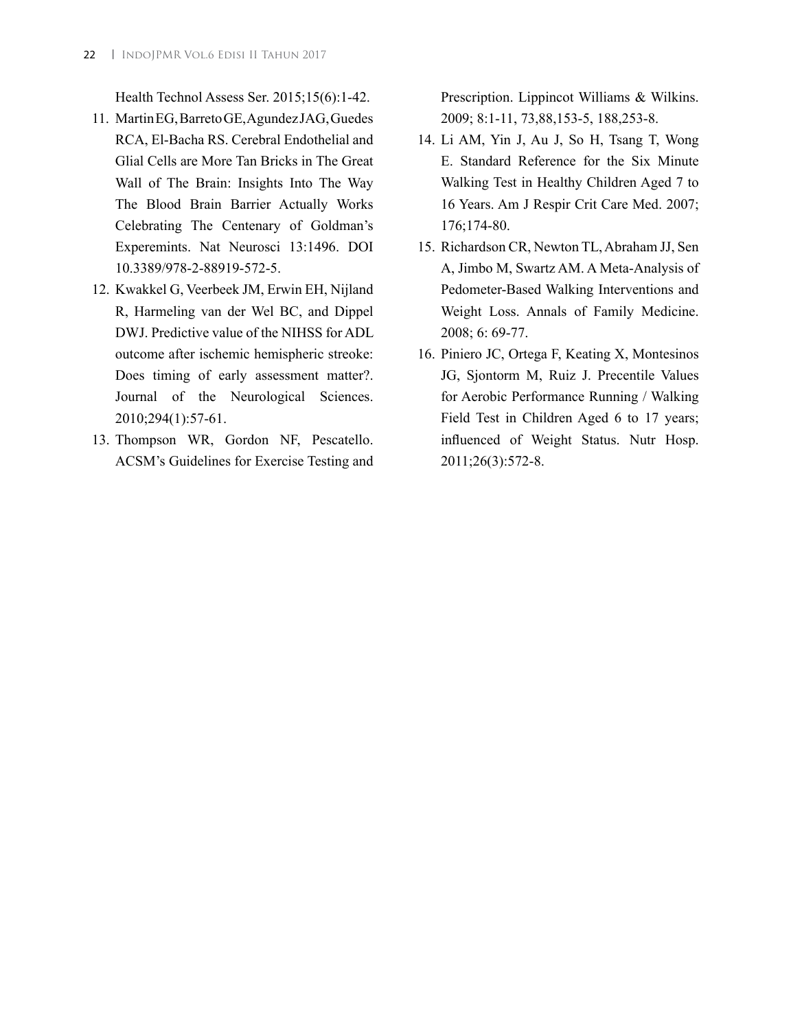Health Technol Assess Ser. 2015;15(6):1-42.

11. Martin EG, Barreto GE, Agundez JAG, Guedes RCA, El-Bacha RS. Cerebral Endothelial and Glial Cells are More Tan Bricks in The Great Wall of The Brain: Insights Into The Way The Blood Brain Barrier Actually Works Celebrating The Centenary of Goldman's Experemints. Nat Neurosci 13:1496. DOI 10.3389/978-2-88919-572-5.
12. Kwakkel G, Veerbeek JM, Erwin EH, Nijland R, Harmeling van der Wel BC, and Dippel DWJ. Predictive value of the NIHSS for ADL outcome after ischemic hemispheric streoke: Does timing of early assessment matter?. Journal of the Neurological Sciences. 2010;294(1):57-61.
13. Thompson WR, Gordon NF, Pescatello. ACSM's Guidelines for Exercise Testing and Prescription. Lippincot Williams & Wilkins. 2009; 8:1-11, 73,88,153-5, 188,253-8.
14. Li AM, Yin J, Au J, So H, Tsang T, Wong E. Standard Reference for the Six Minute Walking Test in Healthy Children Aged 7 to 16 Years. Am J Respir Crit Care Med. 2007; 176;174-80.
15. Richardson CR, Newton TL, Abraham JJ, Sen A, Jimbo M, Swartz AM. A Meta-Analysis of Pedometer-Based Walking Interventions and Weight Loss. Annals of Family Medicine. 2008; 6: 69-77.
16. Piniero JC, Ortega F, Keating X, Montesinos JG, Sjontorm M, Ruiz J. Precentile Values for Aerobic Performance Running / Walking Field Test in Children Aged 6 to 17 years; influenced of Weight Status. Nutr Hosp. 2011;26(3):572-8.